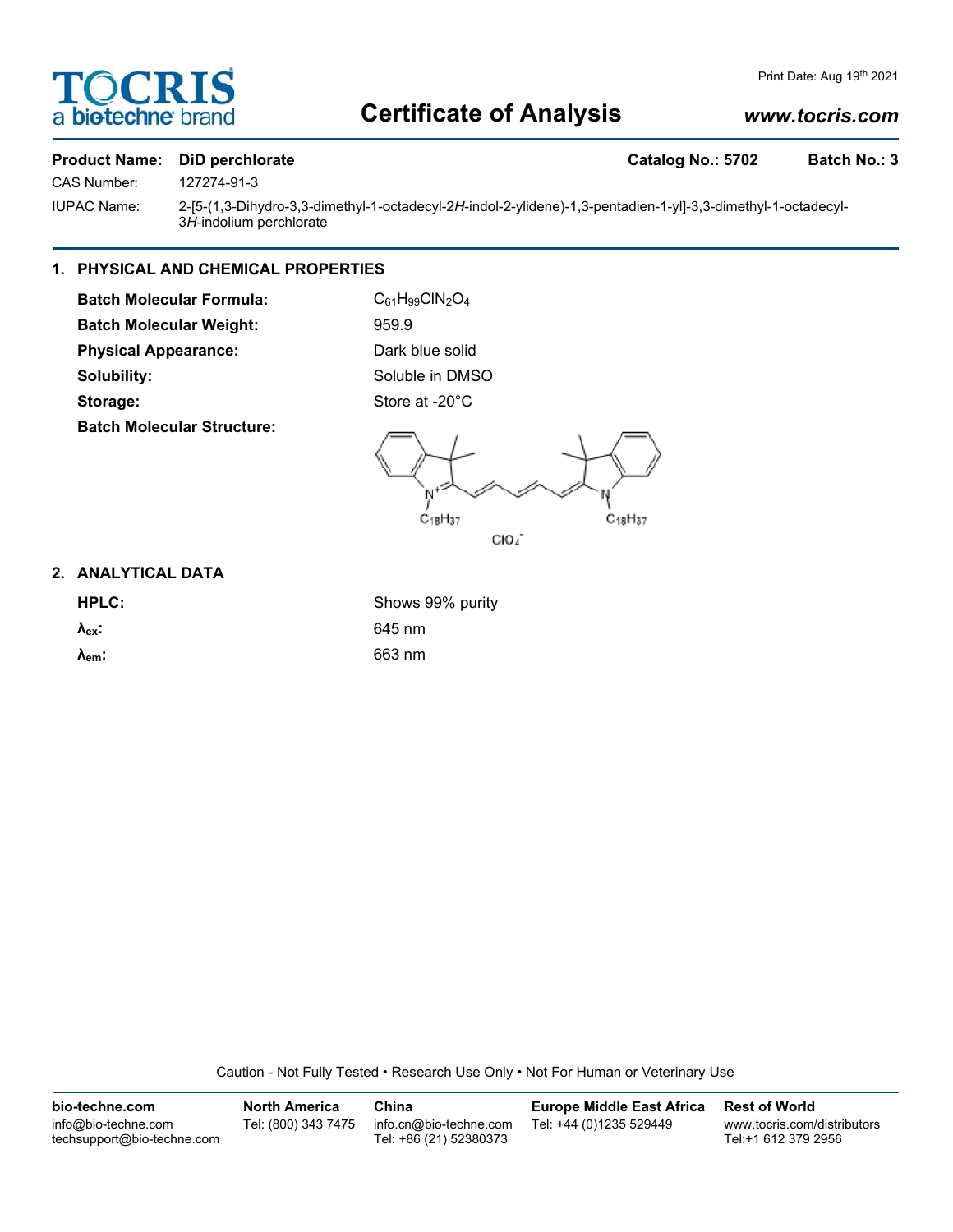Print Date: Aug 19th 2021

# Certificate of Analysis

www.tocris.com

**Product Name: DiD perchlorate** **Catalog No.: 5702** **Batch No.: 3**

CAS Number: 127274-91-3

IUPAC Name: 2-[5-(1,3-Dihydro-3,3-dimethyl-1-octadecyl-2*H*-indol-2-ylidene)-1,3-pentadien-1-yl]-3,3-dimethyl-1-octadecyl-3*H*-indolium perchlorate

## 1. PHYSICAL AND CHEMICAL PROPERTIES

**Batch Molecular Formula:** $C_{61}H_{99}ClN_2O_4$

**Batch Molecular Weight:** 959.9

**Physical Appearance:** Dark blue solid

**Solubility:** Soluble in DMSO

**Storage:** Store at -20°C

**Batch Molecular Structure:**

$C_{18}H_{37}$ $C_{18}H_{37}$ $ClO_4^-$

## 2. ANALYTICAL DATA

**HPLC:** Shows 99% purity

**$\lambda_{ex}$:** 645 nm

**$\lambda_{em}$:** 663 nm

Caution - Not Fully Tested • Research Use Only • Not For Human or Veterinary Use

| bio-techne.com | North America | China | Europe Middle East Africa | Rest of World |
|---|---|---|---|---|
| info@bio-techne.com techsupport@bio-techne.com | Tel: (800) 343 7475 | info.cn@bio-techne.com Tel: +86 (21) 52380373 | Tel: +44 (0)1235 529449 | www.tocris.com/distributors Tel:+1 612 379 2956 |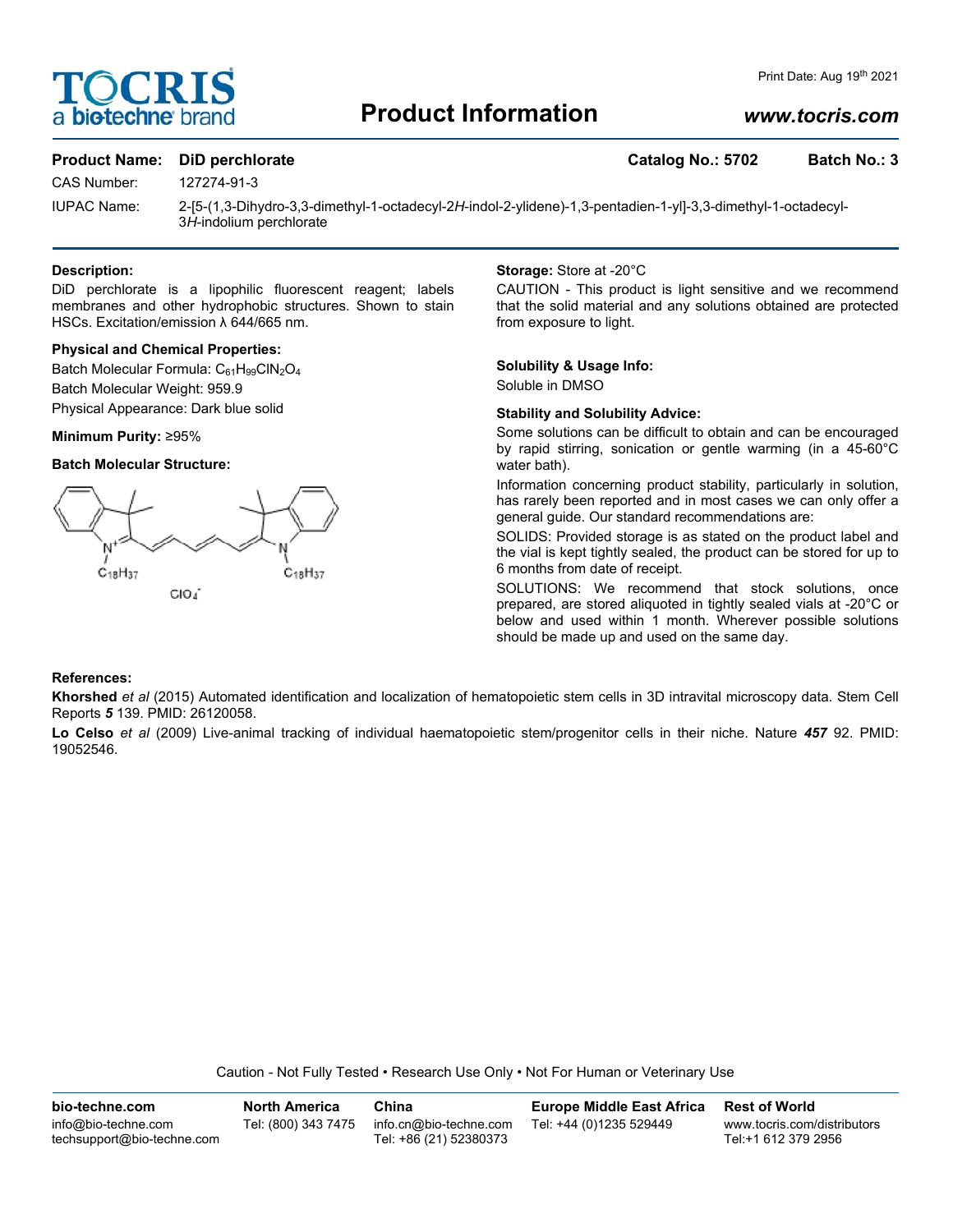# Product Information

**Product Name:** DiD perchlorate **Catalog No.:** 5702 **Batch No.:** 3

CAS Number: 127274-91-3

IUPAC Name: 2-[5-(1,3-Dihydro-3,3-dimethyl-1-octadecyl-2*H*-indol-2-ylidene)-1,3-pentadien-1-yl]-3,3-dimethyl-1-octadecyl-3*H*-indolium perchlorate

### Description:

DiD perchlorate is a lipophilic fluorescent reagent; labels membranes and other hydrophobic structures. Shown to stain HSCs. Excitation/emission λ 644/665 nm.

### Physical and Chemical Properties:

Batch Molecular Formula: $C_{61}H_{99}ClN_2O_4$

Batch Molecular Weight: 959.9

Physical Appearance: Dark blue solid

**Minimum Purity:** ≥95%

### Batch Molecular Structure:

$C_{18}H_{37}$ $C_{18}H_{37}$

$ClO_4^-$

**Storage:** Store at -20°C

CAUTION - This product is light sensitive and we recommend that the solid material and any solutions obtained are protected from exposure to light.

### Solubility & Usage Info:

Soluble in DMSO

### Stability and Solubility Advice:

Some solutions can be difficult to obtain and can be encouraged by rapid stirring, sonication or gentle warming (in a 45-60°C water bath).

Information concerning product stability, particularly in solution, has rarely been reported and in most cases we can only offer a general guide. Our standard recommendations are:

SOLIDS: Provided storage is as stated on the product label and the vial is kept tightly sealed, the product can be stored for up to 6 months from date of receipt.

SOLUTIONS: We recommend that stock solutions, once prepared, are stored aliquoted in tightly sealed vials at -20°C or below and used within 1 month. Wherever possible solutions should be made up and used on the same day.

### References:

**Khorshed** *et al* (2015) Automated identification and localization of hematopoietic stem cells in 3D intravital microscopy data. Stem Cell Reports ***5*** 139. PMID: 26120058.

**Lo Celso** *et al* (2009) Live-animal tracking of individual haematopoietic stem/progenitor cells in their niche. Nature ***457*** 92. PMID: 19052546.

Caution - Not Fully Tested • Research Use Only • Not For Human or Veterinary Use